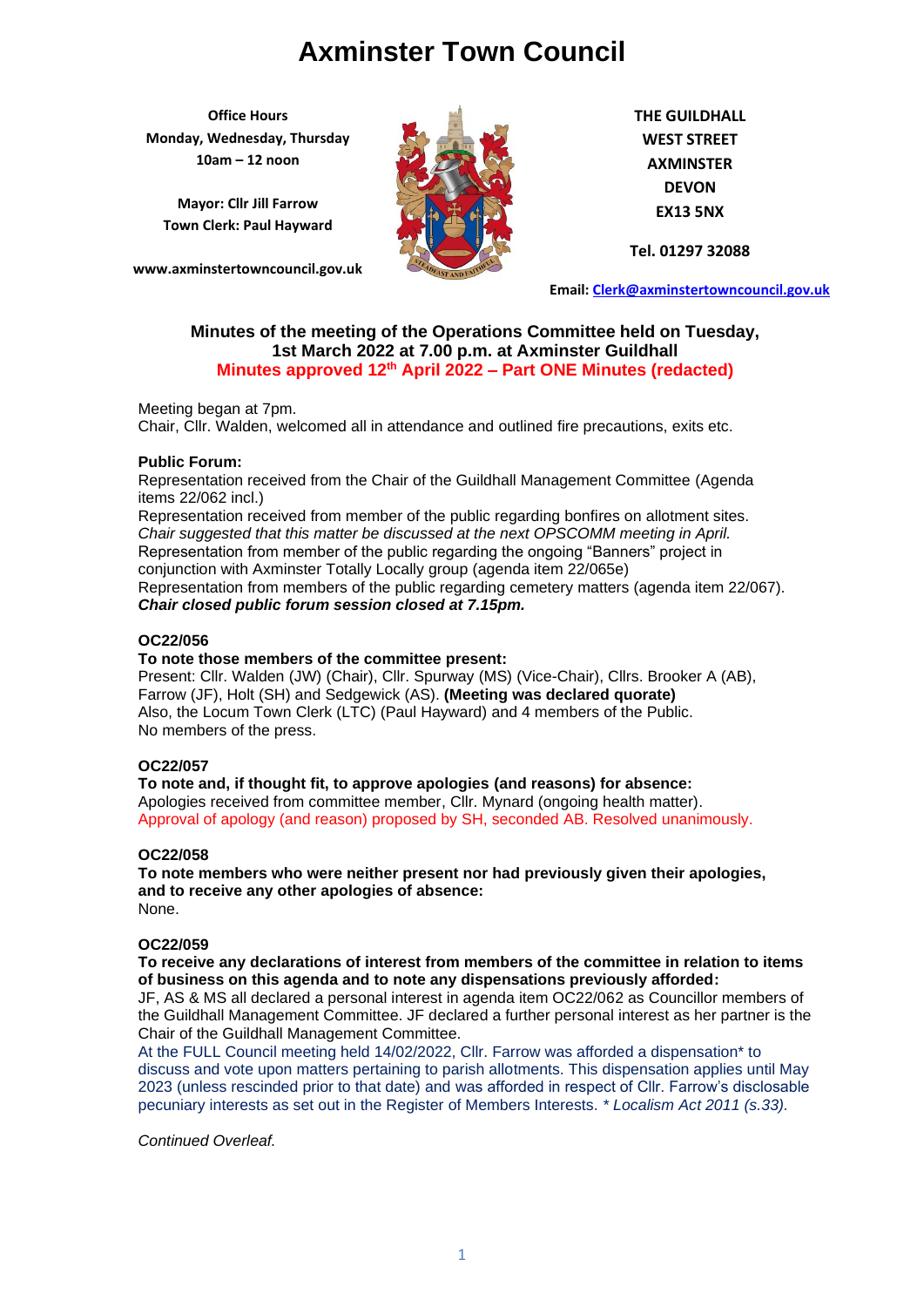# Axminster Town Council

**Office Hours**
**Monday, Wednesday, Thursday**
**10am – 12 noon**

**Mayor: Cllr Jill Farrow**
**Town Clerk: Paul Hayward**

**www.axminstertowncouncil.gov.uk**

**THE GUILDHALL**
**WEST STREET**
**AXMINSTER**
**DEVON**
**EX13 5NX**

**Tel. 01297 32088**

**Email: Clerk@axminstertowncouncil.gov.uk**

## Minutes of the meeting of the Operations Committee held on Tuesday, 1st March 2022 at 7.00 p.m. at Axminster Guildhall

## Minutes approved 12th April 2022 – Part ONE Minutes (redacted)

Meeting began at 7pm.
Chair, Cllr. Walden, welcomed all in attendance and outlined fire precautions, exits etc.

**Public Forum:**
Representation received from the Chair of the Guildhall Management Committee (Agenda items 22/062 incl.)
Representation received from member of the public regarding bonfires on allotment sites. *Chair suggested that this matter be discussed at the next OPSCOMM meeting in April.*
Representation from member of the public regarding the ongoing "Banners" project in conjunction with Axminster Totally Locally group (agenda item 22/065e)
Representation from members of the public regarding cemetery matters (agenda item 22/067).
***Chair closed public forum session closed at 7.15pm.***

**OC22/056**
**To note those members of the committee present:**
Present: Cllr. Walden (JW) (Chair), Cllr. Spurway (MS) (Vice-Chair), Cllrs. Brooker A (AB), Farrow (JF), Holt (SH) and Sedgewick (AS). **(Meeting was declared quorate)**
Also, the Locum Town Clerk (LTC) (Paul Hayward) and 4 members of the Public.
No members of the press.

**OC22/057**
**To note and, if thought fit, to approve apologies (and reasons) for absence:**
Apologies received from committee member, Cllr. Mynard (ongoing health matter).
Approval of apology (and reason) proposed by SH, seconded AB. Resolved unanimously.

**OC22/058**
**To note members who were neither present nor had previously given their apologies, and to receive any other apologies of absence:**
None.

**OC22/059**
**To receive any declarations of interest from members of the committee in relation to items of business on this agenda and to note any dispensations previously afforded:**
JF, AS & MS all declared a personal interest in agenda item OC22/062 as Councillor members of the Guildhall Management Committee. JF declared a further personal interest as her partner is the Chair of the Guildhall Management Committee.
At the FULL Council meeting held 14/02/2022, Cllr. Farrow was afforded a dispensation* to discuss and vote upon matters pertaining to parish allotments. This dispensation applies until May 2023 (unless rescinded prior to that date) and was afforded in respect of Cllr. Farrow's disclosable pecuniary interests as set out in the Register of Members Interests. * *Localism Act 2011 (s.33).*

*Continued Overleaf.*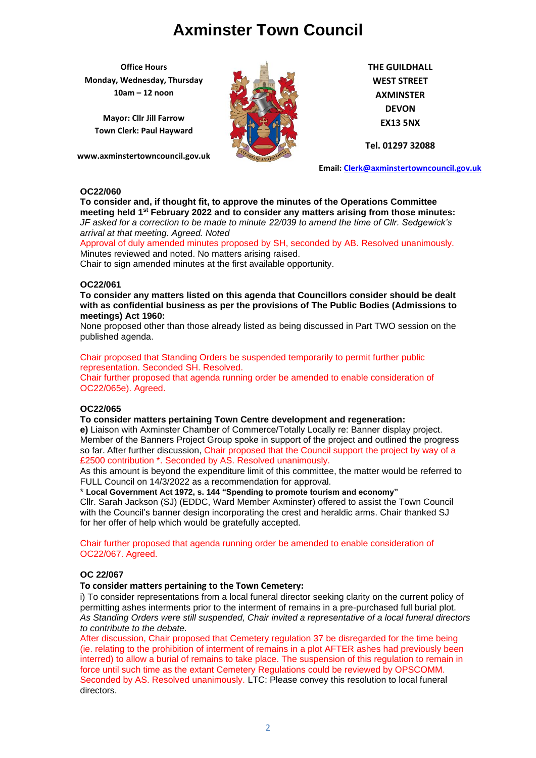# Axminster Town Council

**Office Hours**
**Monday, Wednesday, Thursday**
**10am – 12 noon**

**Mayor: Cllr Jill Farrow**
**Town Clerk: Paul Hayward**

**www.axminstertowncouncil.gov.uk**

**THE GUILDHALL**
**WEST STREET**
**AXMINSTER**
**DEVON**
**EX13 5NX**

**Tel. 01297 32088**

**Email: Clerk@axminstertowncouncil.gov.uk**

**OC22/060**

**To consider and, if thought fit, to approve the minutes of the Operations Committee meeting held 1st February 2022 and to consider any matters arising from those minutes:**

*JF asked for a correction to be made to minute 22/039 to amend the time of Cllr. Sedgewick's arrival at that meeting. Agreed. Noted*

Approval of duly amended minutes proposed by SH, seconded by AB. Resolved unanimously.
Minutes reviewed and noted. No matters arising raised.
Chair to sign amended minutes at the first available opportunity.

**OC22/061**

**To consider any matters listed on this agenda that Councillors consider should be dealt with as confidential business as per the provisions of The Public Bodies (Admissions to meetings) Act 1960:**

None proposed other than those already listed as being discussed in Part TWO session on the published agenda.

Chair proposed that Standing Orders be suspended temporarily to permit further public representation. Seconded SH. Resolved.
Chair further proposed that agenda running order be amended to enable consideration of OC22/065e). Agreed.

**OC22/065**

**To consider matters pertaining Town Centre development and regeneration:**

**e)** Liaison with Axminster Chamber of Commerce/Totally Locally re: Banner display project. Member of the Banners Project Group spoke in support of the project and outlined the progress so far. After further discussion, Chair proposed that the Council support the project by way of a £2500 contribution *. Seconded by AS. Resolved unanimously.
As this amount is beyond the expenditure limit of this committee, the matter would be referred to FULL Council on 14/3/2022 as a recommendation for approval.

* **Local Government Act 1972, s. 144 "Spending to promote tourism and economy"**

Cllr. Sarah Jackson (SJ) (EDDC, Ward Member Axminster) offered to assist the Town Council with the Council's banner design incorporating the crest and heraldic arms. Chair thanked SJ for her offer of help which would be gratefully accepted.

Chair further proposed that agenda running order be amended to enable consideration of OC22/067. Agreed.

**OC 22/067**

**To consider matters pertaining to the Town Cemetery:**

i) To consider representations from a local funeral director seeking clarity on the current policy of permitting ashes interments prior to the interment of remains in a pre-purchased full burial plot.
*As Standing Orders were still suspended, Chair invited a representative of a local funeral directors to contribute to the debate.*

After discussion, Chair proposed that Cemetery regulation 37 be disregarded for the time being (ie. relating to the prohibition of interment of remains in a plot AFTER ashes had previously been interred) to allow a burial of remains to take place. The suspension of this regulation to remain in force until such time as the extant Cemetery Regulations could be reviewed by OPSCOMM. Seconded by AS. Resolved unanimously. LTC: Please convey this resolution to local funeral directors.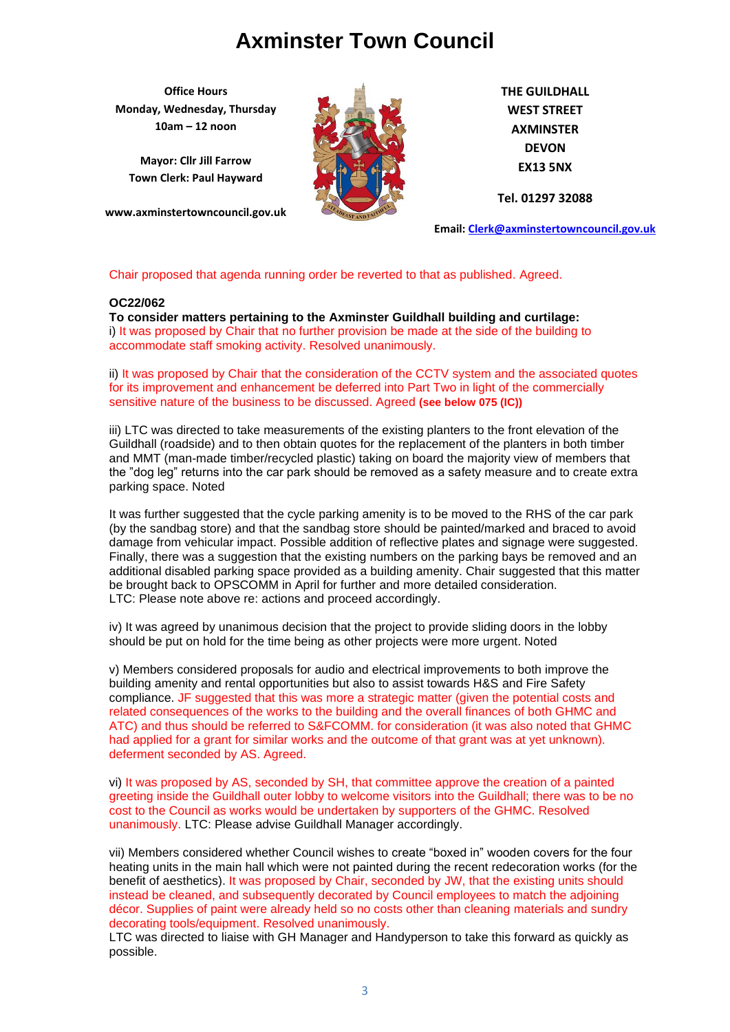# Axminster Town Council

**Office Hours**
**Monday, Wednesday, Thursday**
**10am – 12 noon**

**Mayor: Cllr Jill Farrow**
**Town Clerk: Paul Hayward**

**www.axminstertowncouncil.gov.uk**

**THE GUILDHALL**
**WEST STREET**
**AXMINSTER**
**DEVON**
**EX13 5NX**

**Tel. 01297 32088**

**Email: Clerk@axminstertowncouncil.gov.uk**

Chair proposed that agenda running order be reverted to that as published. Agreed.

**OC22/062**
**To consider matters pertaining to the Axminster Guildhall building and curtilage:**
i) It was proposed by Chair that no further provision be made at the side of the building to accommodate staff smoking activity. Resolved unanimously.

ii) It was proposed by Chair that the consideration of the CCTV system and the associated quotes for its improvement and enhancement be deferred into Part Two in light of the commercially sensitive nature of the business to be discussed. Agreed **(see below 075 (IC))**

iii) LTC was directed to take measurements of the existing planters to the front elevation of the Guildhall (roadside) and to then obtain quotes for the replacement of the planters in both timber and MMT (man-made timber/recycled plastic) taking on board the majority view of members that the "dog leg" returns into the car park should be removed as a safety measure and to create extra parking space. Noted

It was further suggested that the cycle parking amenity is to be moved to the RHS of the car park (by the sandbag store) and that the sandbag store should be painted/marked and braced to avoid damage from vehicular impact. Possible addition of reflective plates and signage were suggested. Finally, there was a suggestion that the existing numbers on the parking bays be removed and an additional disabled parking space provided as a building amenity. Chair suggested that this matter be brought back to OPSCOMM in April for further and more detailed consideration.
LTC: Please note above re: actions and proceed accordingly.

iv) It was agreed by unanimous decision that the project to provide sliding doors in the lobby should be put on hold for the time being as other projects were more urgent. Noted

v) Members considered proposals for audio and electrical improvements to both improve the building amenity and rental opportunities but also to assist towards H&S and Fire Safety compliance. JF suggested that this was more a strategic matter (given the potential costs and related consequences of the works to the building and the overall finances of both GHMC and ATC) and thus should be referred to S&FCOMM. for consideration (it was also noted that GHMC had applied for a grant for similar works and the outcome of that grant was at yet unknown). deferment seconded by AS. Agreed.

vi) It was proposed by AS, seconded by SH, that committee approve the creation of a painted greeting inside the Guildhall outer lobby to welcome visitors into the Guildhall; there was to be no cost to the Council as works would be undertaken by supporters of the GHMC. Resolved unanimously. LTC: Please advise Guildhall Manager accordingly.

vii) Members considered whether Council wishes to create "boxed in" wooden covers for the four heating units in the main hall which were not painted during the recent redecoration works (for the benefit of aesthetics). It was proposed by Chair, seconded by JW, that the existing units should instead be cleaned, and subsequently decorated by Council employees to match the adjoining décor. Supplies of paint were already held so no costs other than cleaning materials and sundry decorating tools/equipment. Resolved unanimously.
LTC was directed to liaise with GH Manager and Handyperson to take this forward as quickly as possible.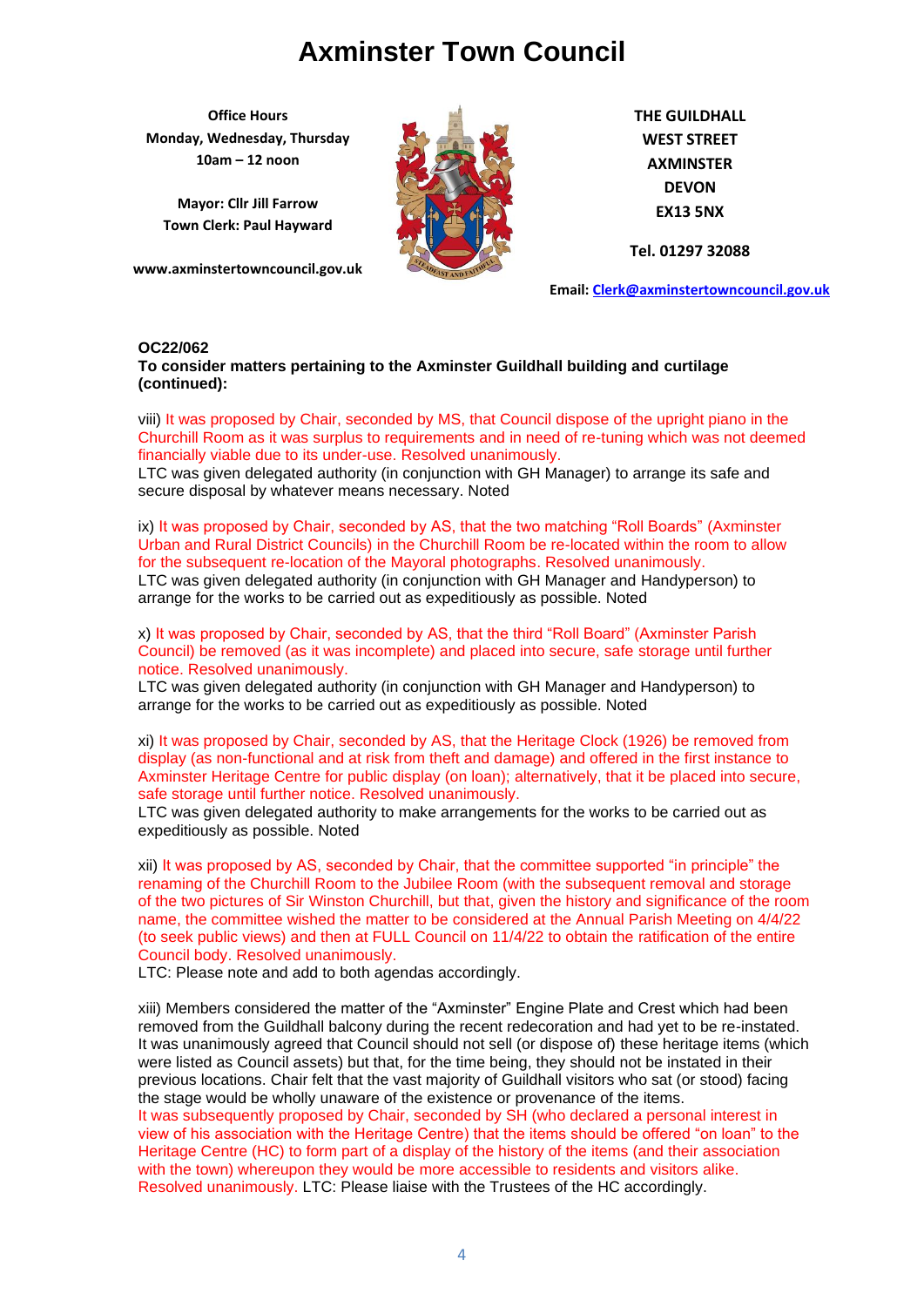# Axminster Town Council

**Office Hours**
**Monday, Wednesday, Thursday**
**10am – 12 noon**

**Mayor: Cllr Jill Farrow**
**Town Clerk: Paul Hayward**

**www.axminstertowncouncil.gov.uk**

**THE GUILDHALL**
**WEST STREET**
**AXMINSTER**
**DEVON**
**EX13 5NX**

**Tel. 01297 32088**

**Email: Clerk@axminstertowncouncil.gov.uk**

**OC22/062**
**To consider matters pertaining to the Axminster Guildhall building and curtilage (continued):**

viii) It was proposed by Chair, seconded by MS, that Council dispose of the upright piano in the Churchill Room as it was surplus to requirements and in need of re-tuning which was not deemed financially viable due to its under-use. Resolved unanimously.
LTC was given delegated authority (in conjunction with GH Manager) to arrange its safe and secure disposal by whatever means necessary. Noted

ix) It was proposed by Chair, seconded by AS, that the two matching "Roll Boards" (Axminster Urban and Rural District Councils) in the Churchill Room be re-located within the room to allow for the subsequent re-location of the Mayoral photographs. Resolved unanimously.
LTC was given delegated authority (in conjunction with GH Manager and Handyperson) to arrange for the works to be carried out as expeditiously as possible. Noted

x) It was proposed by Chair, seconded by AS, that the third "Roll Board" (Axminster Parish Council) be removed (as it was incomplete) and placed into secure, safe storage until further notice. Resolved unanimously.
LTC was given delegated authority (in conjunction with GH Manager and Handyperson) to arrange for the works to be carried out as expeditiously as possible. Noted

xi) It was proposed by Chair, seconded by AS, that the Heritage Clock (1926) be removed from display (as non-functional and at risk from theft and damage) and offered in the first instance to Axminster Heritage Centre for public display (on loan); alternatively, that it be placed into secure, safe storage until further notice. Resolved unanimously.
LTC was given delegated authority to make arrangements for the works to be carried out as expeditiously as possible. Noted

xii) It was proposed by AS, seconded by Chair, that the committee supported "in principle" the renaming of the Churchill Room to the Jubilee Room (with the subsequent removal and storage of the two pictures of Sir Winston Churchill, but that, given the history and significance of the room name, the committee wished the matter to be considered at the Annual Parish Meeting on 4/4/22 (to seek public views) and then at FULL Council on 11/4/22 to obtain the ratification of the entire Council body. Resolved unanimously.
LTC: Please note and add to both agendas accordingly.

xiii) Members considered the matter of the "Axminster" Engine Plate and Crest which had been removed from the Guildhall balcony during the recent redecoration and had yet to be re-instated. It was unanimously agreed that Council should not sell (or dispose of) these heritage items (which were listed as Council assets) but that, for the time being, they should not be instated in their previous locations. Chair felt that the vast majority of Guildhall visitors who sat (or stood) facing the stage would be wholly unaware of the existence or provenance of the items.
It was subsequently proposed by Chair, seconded by SH (who declared a personal interest in view of his association with the Heritage Centre) that the items should be offered "on loan" to the Heritage Centre (HC) to form part of a display of the history of the items (and their association with the town) whereupon they would be more accessible to residents and visitors alike. Resolved unanimously. LTC: Please liaise with the Trustees of the HC accordingly.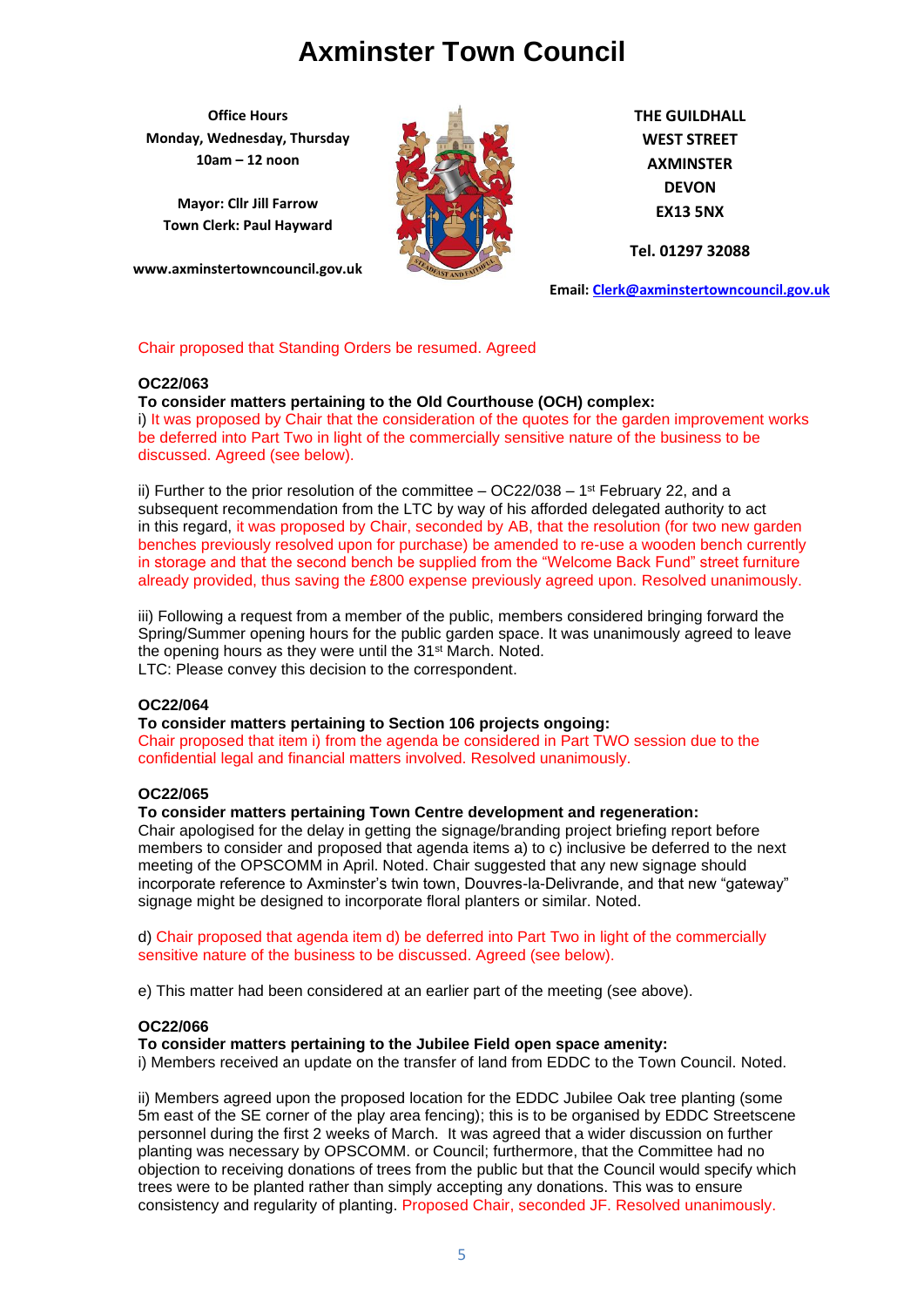Chair proposed that Standing Orders be resumed. Agreed

**OC22/063**

**To consider matters pertaining to the Old Courthouse (OCH) complex:**

i) It was proposed by Chair that the consideration of the quotes for the garden improvement works be deferred into Part Two in light of the commercially sensitive nature of the business to be discussed. Agreed (see below).

ii) Further to the prior resolution of the committee – OC22/038 – 1st February 22, and a subsequent recommendation from the LTC by way of his afforded delegated authority to act in this regard, it was proposed by Chair, seconded by AB, that the resolution (for two new garden benches previously resolved upon for purchase) be amended to re-use a wooden bench currently in storage and that the second bench be supplied from the "Welcome Back Fund" street furniture already provided, thus saving the £800 expense previously agreed upon. Resolved unanimously.

iii) Following a request from a member of the public, members considered bringing forward the Spring/Summer opening hours for the public garden space. It was unanimously agreed to leave the opening hours as they were until the 31st March. Noted.
LTC: Please convey this decision to the correspondent.

**OC22/064**

**To consider matters pertaining to Section 106 projects ongoing:**

Chair proposed that item i) from the agenda be considered in Part TWO session due to the confidential legal and financial matters involved. Resolved unanimously.

**OC22/065**

**To consider matters pertaining Town Centre development and regeneration:**

Chair apologised for the delay in getting the signage/branding project briefing report before members to consider and proposed that agenda items a) to c) inclusive be deferred to the next meeting of the OPSCOMM in April. Noted. Chair suggested that any new signage should incorporate reference to Axminster's twin town, Douvres-la-Delivrande, and that new "gateway" signage might be designed to incorporate floral planters or similar. Noted.

d) Chair proposed that agenda item d) be deferred into Part Two in light of the commercially sensitive nature of the business to be discussed. Agreed (see below).

e) This matter had been considered at an earlier part of the meeting (see above).

**OC22/066**

**To consider matters pertaining to the Jubilee Field open space amenity:**

i) Members received an update on the transfer of land from EDDC to the Town Council. Noted.

ii) Members agreed upon the proposed location for the EDDC Jubilee Oak tree planting (some 5m east of the SE corner of the play area fencing); this is to be organised by EDDC Streetscene personnel during the first 2 weeks of March. It was agreed that a wider discussion on further planting was necessary by OPSCOMM. or Council; furthermore, that the Committee had no objection to receiving donations of trees from the public but that the Council would specify which trees were to be planted rather than simply accepting any donations. This was to ensure consistency and regularity of planting. Proposed Chair, seconded JF. Resolved unanimously.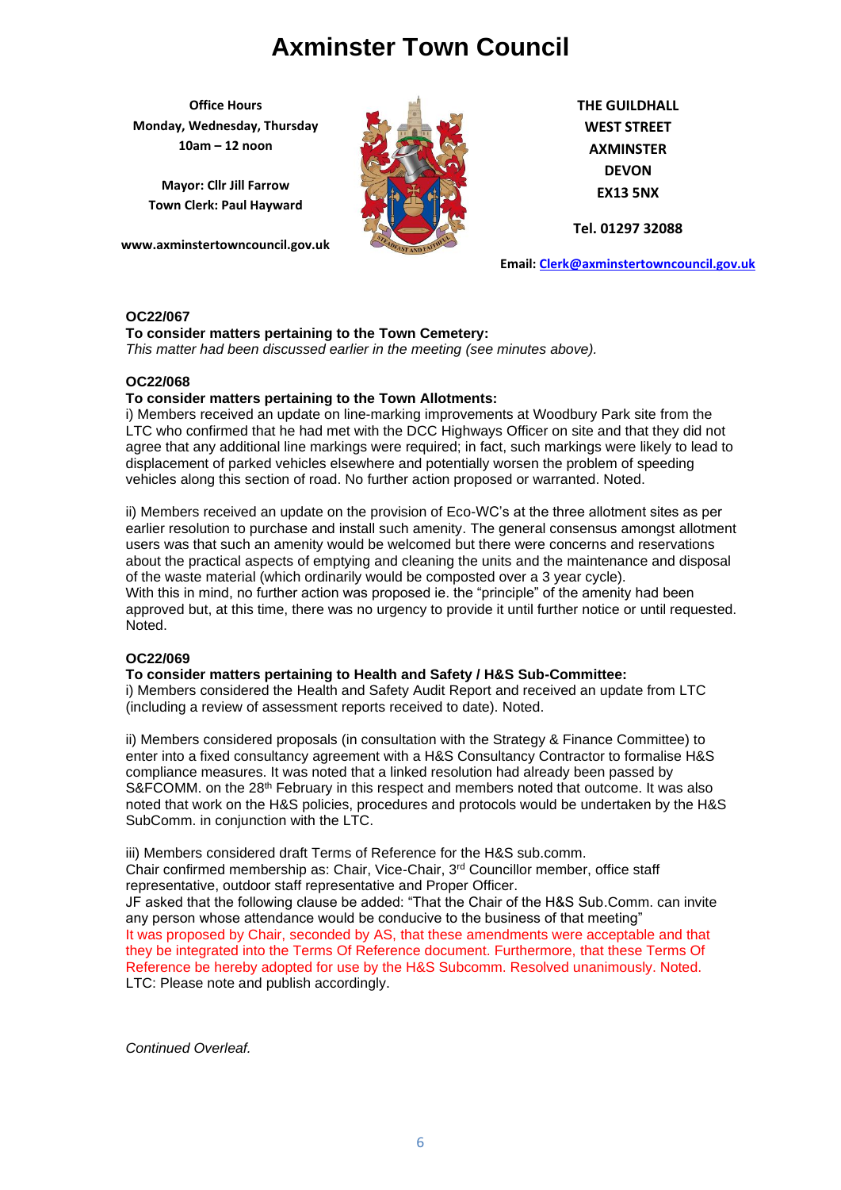# Axminster Town Council

**Office Hours**
**Monday, Wednesday, Thursday**
**10am – 12 noon**

**Mayor: Cllr Jill Farrow**
**Town Clerk: Paul Hayward**

**www.axminstertowncouncil.gov.uk**

**THE GUILDHALL**
**WEST STREET**
**AXMINSTER**
**DEVON**
**EX13 5NX**

**Tel. 01297 32088**

**Email: Clerk@axminstertowncouncil.gov.uk**

**OC22/067**
**To consider matters pertaining to the Town Cemetery:**
*This matter had been discussed earlier in the meeting (see minutes above).*

**OC22/068**
**To consider matters pertaining to the Town Allotments:**
i) Members received an update on line-marking improvements at Woodbury Park site from the LTC who confirmed that he had met with the DCC Highways Officer on site and that they did not agree that any additional line markings were required; in fact, such markings were likely to lead to displacement of parked vehicles elsewhere and potentially worsen the problem of speeding vehicles along this section of road. No further action proposed or warranted. Noted.

ii) Members received an update on the provision of Eco-WC's at the three allotment sites as per earlier resolution to purchase and install such amenity. The general consensus amongst allotment users was that such an amenity would be welcomed but there were concerns and reservations about the practical aspects of emptying and cleaning the units and the maintenance and disposal of the waste material (which ordinarily would be composted over a 3 year cycle).
With this in mind, no further action was proposed ie. the "principle" of the amenity had been approved but, at this time, there was no urgency to provide it until further notice or until requested. Noted.

**OC22/069**
**To consider matters pertaining to Health and Safety / H&S Sub-Committee:**
i) Members considered the Health and Safety Audit Report and received an update from LTC (including a review of assessment reports received to date). Noted.

ii) Members considered proposals (in consultation with the Strategy & Finance Committee) to enter into a fixed consultancy agreement with a H&S Consultancy Contractor to formalise H&S compliance measures. It was noted that a linked resolution had already been passed by S&FCOMM. on the 28th February in this respect and members noted that outcome. It was also noted that work on the H&S policies, procedures and protocols would be undertaken by the H&S SubComm. in conjunction with the LTC.

iii) Members considered draft Terms of Reference for the H&S sub.comm.
Chair confirmed membership as: Chair, Vice-Chair, 3rd Councillor member, office staff representative, outdoor staff representative and Proper Officer.
JF asked that the following clause be added: "That the Chair of the H&S Sub.Comm. can invite any person whose attendance would be conducive to the business of that meeting"
It was proposed by Chair, seconded by AS, that these amendments were acceptable and that they be integrated into the Terms Of Reference document. Furthermore, that these Terms Of Reference be hereby adopted for use by the H&S Subcomm. Resolved unanimously. Noted.
LTC: Please note and publish accordingly.

*Continued Overleaf.*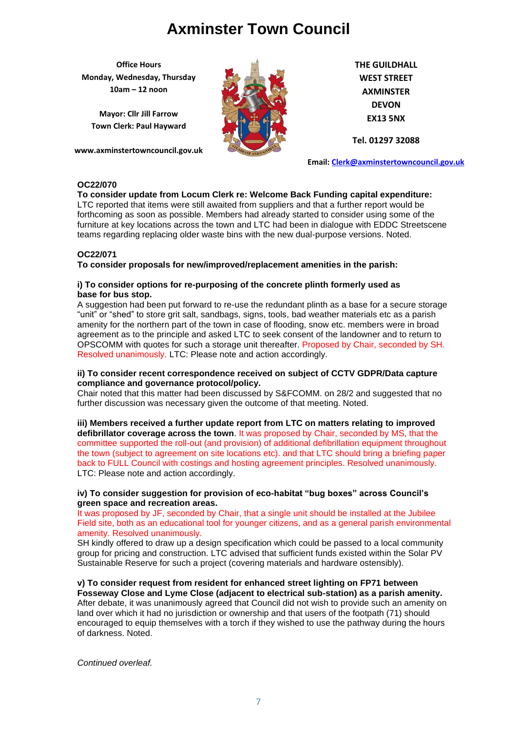# Axminster Town Council

**Office Hours**
**Monday, Wednesday, Thursday**
**10am – 12 noon**

**Mayor: Cllr Jill Farrow**
**Town Clerk: Paul Hayward**

**www.axminstertowncouncil.gov.uk**

**THE GUILDHALL**
**WEST STREET**
**AXMINSTER**
**DEVON**
**EX13 5NX**

**Tel. 01297 32088**

**Email: Clerk@axminstertowncouncil.gov.uk**

**OC22/070**

**To consider update from Locum Clerk re: Welcome Back Funding capital expenditure:**
LTC reported that items were still awaited from suppliers and that a further report would be forthcoming as soon as possible. Members had already started to consider using some of the furniture at key locations across the town and LTC had been in dialogue with EDDC Streetscene teams regarding replacing older waste bins with the new dual-purpose versions. Noted.

**OC22/071**

**To consider proposals for new/improved/replacement amenities in the parish:**

**i) To consider options for re-purposing of the concrete plinth formerly used as base for bus stop.**
A suggestion had been put forward to re-use the redundant plinth as a base for a secure storage "unit" or "shed" to store grit salt, sandbags, signs, tools, bad weather materials etc as a parish amenity for the northern part of the town in case of flooding, snow etc. members were in broad agreement as to the principle and asked LTC to seek consent of the landowner and to return to OPSCOMM with quotes for such a storage unit thereafter. Proposed by Chair, seconded by SH. Resolved unanimously. LTC: Please note and action accordingly.

**ii) To consider recent correspondence received on subject of CCTV GDPR/Data capture compliance and governance protocol/policy.**
Chair noted that this matter had been discussed by S&FCOMM. on 28/2 and suggested that no further discussion was necessary given the outcome of that meeting. Noted.

**iii) Members received a further update report from LTC on matters relating to improved defibrillator coverage across the town**. It was proposed by Chair, seconded by MS, that the committee supported the roll-out (and provision) of additional defibrillation equipment throughout the town (subject to agreement on site locations etc). and that LTC should bring a briefing paper back to FULL Council with costings and hosting agreement principles. Resolved unanimously. LTC: Please note and action accordingly.

**iv) To consider suggestion for provision of eco-habitat "bug boxes" across Council's green space and recreation areas.**
It was proposed by JF, seconded by Chair, that a single unit should be installed at the Jubilee Field site, both as an educational tool for younger citizens, and as a general parish environmental amenity. Resolved unanimously.
SH kindly offered to draw up a design specification which could be passed to a local community group for pricing and construction. LTC advised that sufficient funds existed within the Solar PV Sustainable Reserve for such a project (covering materials and hardware ostensibly).

**v) To consider request from resident for enhanced street lighting on FP71 between Fosseway Close and Lyme Close (adjacent to electrical sub-station) as a parish amenity.**
After debate, it was unanimously agreed that Council did not wish to provide such an amenity on land over which it had no jurisdiction or ownership and that users of the footpath (71) should encouraged to equip themselves with a torch if they wished to use the pathway during the hours of darkness. Noted.

*Continued overleaf.*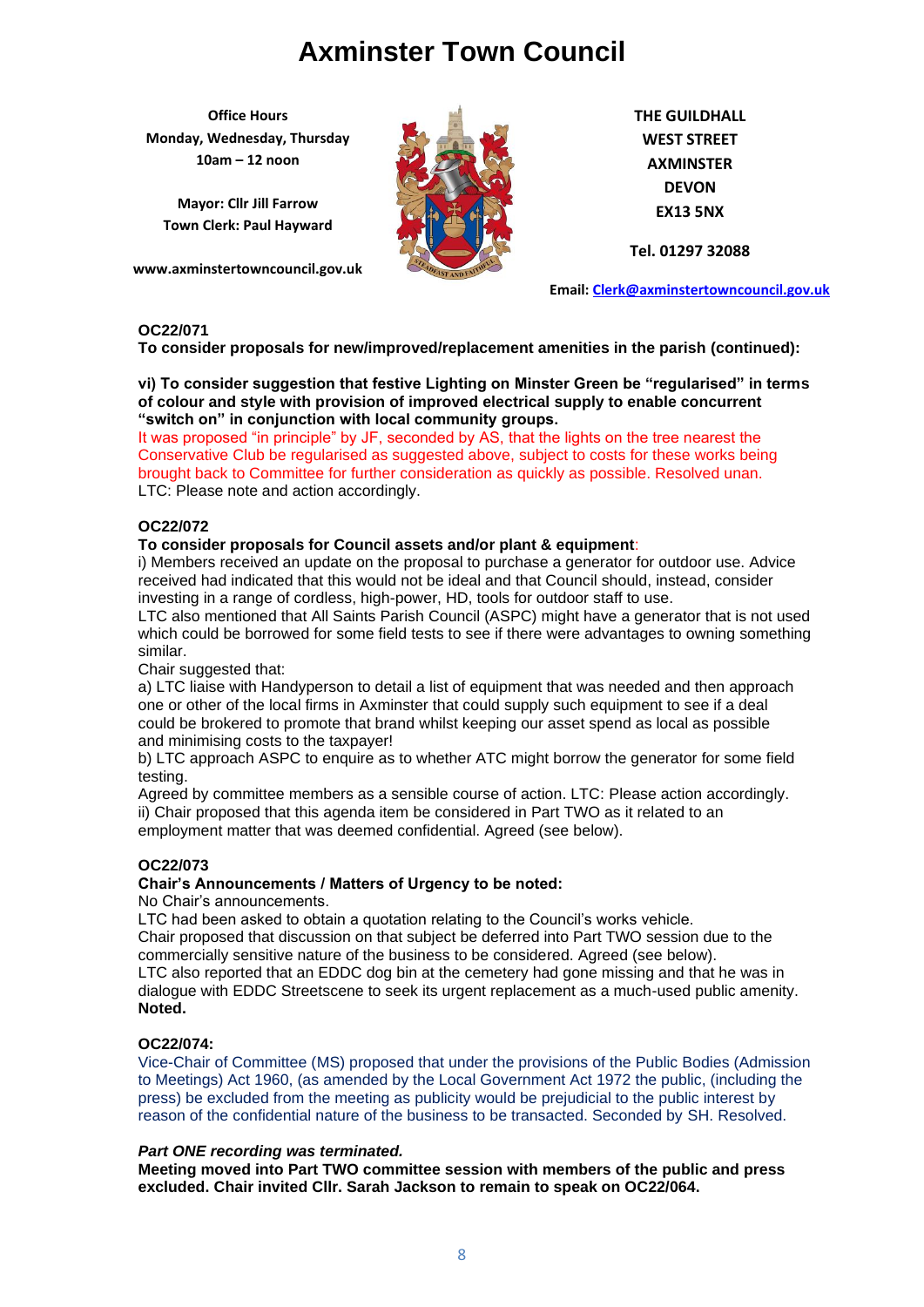# Axminster Town Council

**Office Hours**
**Monday, Wednesday, Thursday**
**10am – 12 noon**

**Mayor: Cllr Jill Farrow**
**Town Clerk: Paul Hayward**

**www.axminstertowncouncil.gov.uk**

**THE GUILDHALL**
**WEST STREET**
**AXMINSTER**
**DEVON**
**EX13 5NX**

**Tel. 01297 32088**

**Email: Clerk@axminstertowncouncil.gov.uk**

**OC22/071**
**To consider proposals for new/improved/replacement amenities in the parish (continued):**

**vi) To consider suggestion that festive Lighting on Minster Green be "regularised" in terms of colour and style with provision of improved electrical supply to enable concurrent "switch on" in conjunction with local community groups.**
It was proposed "in principle" by JF, seconded by AS, that the lights on the tree nearest the Conservative Club be regularised as suggested above, subject to costs for these works being brought back to Committee for further consideration as quickly as possible. Resolved unan.
LTC: Please note and action accordingly.

**OC22/072**
**To consider proposals for Council assets and/or plant & equipment**:
i) Members received an update on the proposal to purchase a generator for outdoor use. Advice received had indicated that this would not be ideal and that Council should, instead, consider investing in a range of cordless, high-power, HD, tools for outdoor staff to use.
LTC also mentioned that All Saints Parish Council (ASPC) might have a generator that is not used which could be borrowed for some field tests to see if there were advantages to owning something similar.
Chair suggested that:
a) LTC liaise with Handyperson to detail a list of equipment that was needed and then approach one or other of the local firms in Axminster that could supply such equipment to see if a deal could be brokered to promote that brand whilst keeping our asset spend as local as possible and minimising costs to the taxpayer!
b) LTC approach ASPC to enquire as to whether ATC might borrow the generator for some field testing.
Agreed by committee members as a sensible course of action. LTC: Please action accordingly.
ii) Chair proposed that this agenda item be considered in Part TWO as it related to an employment matter that was deemed confidential. Agreed (see below).

**OC22/073**
**Chair's Announcements / Matters of Urgency to be noted:**
No Chair's announcements.
LTC had been asked to obtain a quotation relating to the Council's works vehicle.
Chair proposed that discussion on that subject be deferred into Part TWO session due to the commercially sensitive nature of the business to be considered. Agreed (see below).
LTC also reported that an EDDC dog bin at the cemetery had gone missing and that he was in dialogue with EDDC Streetscene to seek its urgent replacement as a much-used public amenity.
**Noted.**

**OC22/074:**
Vice-Chair of Committee (MS) proposed that under the provisions of the Public Bodies (Admission to Meetings) Act 1960, (as amended by the Local Government Act 1972 the public, (including the press) be excluded from the meeting as publicity would be prejudicial to the public interest by reason of the confidential nature of the business to be transacted. Seconded by SH. Resolved.

***Part ONE recording was terminated.***
**Meeting moved into Part TWO committee session with members of the public and press excluded. Chair invited Cllr. Sarah Jackson to remain to speak on OC22/064.**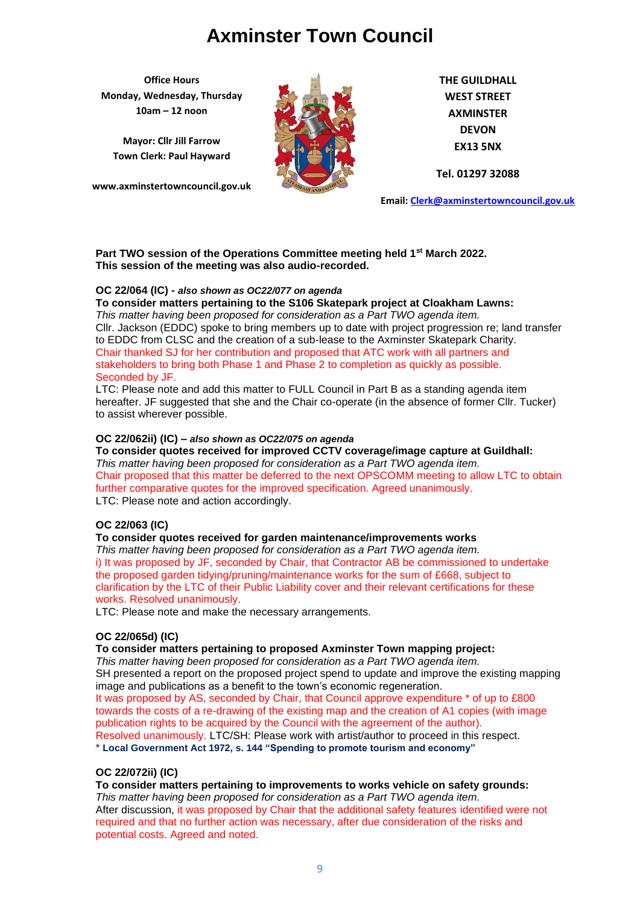# Axminster Town Council

**Office Hours**
**Monday, Wednesday, Thursday**
**10am – 12 noon**

**Mayor: Cllr Jill Farrow**
**Town Clerk: Paul Hayward**

**www.axminstertowncouncil.gov.uk**

**THE GUILDHALL**
**WEST STREET**
**AXMINSTER**
**DEVON**
**EX13 5NX**

**Tel. 01297 32088**

**Email: Clerk@axminstertowncouncil.gov.uk**

**Part TWO session of the Operations Committee meeting held 1st March 2022.**
**This session of the meeting was also audio-recorded.**

**OC 22/064 (IC) -** ***also shown as OC22/077 on agenda***
**To consider matters pertaining to the S106 Skatepark project at Cloakham Lawns:**
*This matter having been proposed for consideration as a Part TWO agenda item.*
Cllr. Jackson (EDDC) spoke to bring members up to date with project progression re; land transfer to EDDC from CLSC and the creation of a sub-lease to the Axminster Skatepark Charity.
Chair thanked SJ for her contribution and proposed that ATC work with all partners and stakeholders to bring both Phase 1 and Phase 2 to completion as quickly as possible. Seconded by JF.
LTC: Please note and add this matter to FULL Council in Part B as a standing agenda item hereafter. JF suggested that she and the Chair co-operate (in the absence of former Cllr. Tucker) to assist wherever possible.

**OC 22/062ii) (IC) –** ***also shown as OC22/075 on agenda***
**To consider quotes received for improved CCTV coverage/image capture at Guildhall:**
*This matter having been proposed for consideration as a Part TWO agenda item.*
Chair proposed that this matter be deferred to the next OPSCOMM meeting to allow LTC to obtain further comparative quotes for the improved specification. Agreed unanimously.
LTC: Please note and action accordingly.

**OC 22/063 (IC)**
**To consider quotes received for garden maintenance/improvements works**
*This matter having been proposed for consideration as a Part TWO agenda item.*
i) It was proposed by JF, seconded by Chair, that Contractor AB be commissioned to undertake the proposed garden tidying/pruning/maintenance works for the sum of £668, subject to clarification by the LTC of their Public Liability cover and their relevant certifications for these works. Resolved unanimously.
LTC: Please note and make the necessary arrangements.

**OC 22/065d) (IC)**
**To consider matters pertaining to proposed Axminster Town mapping project:**
*This matter having been proposed for consideration as a Part TWO agenda item.*
SH presented a report on the proposed project spend to update and improve the existing mapping image and publications as a benefit to the town's economic regeneration.
It was proposed by AS, seconded by Chair, that Council approve expenditure * of up to £800 towards the costs of a re-drawing of the existing map and the creation of A1 copies (with image publication rights to be acquired by the Council with the agreement of the author).
Resolved unanimously. LTC/SH: Please work with artist/author to proceed in this respect.
\* **Local Government Act 1972, s. 144 "Spending to promote tourism and economy"**

**OC 22/072ii) (IC)**
**To consider matters pertaining to improvements to works vehicle on safety grounds:**
*This matter having been proposed for consideration as a Part TWO agenda item.*
After discussion, it was proposed by Chair that the additional safety features identified were not required and that no further action was necessary, after due consideration of the risks and potential costs. Agreed and noted.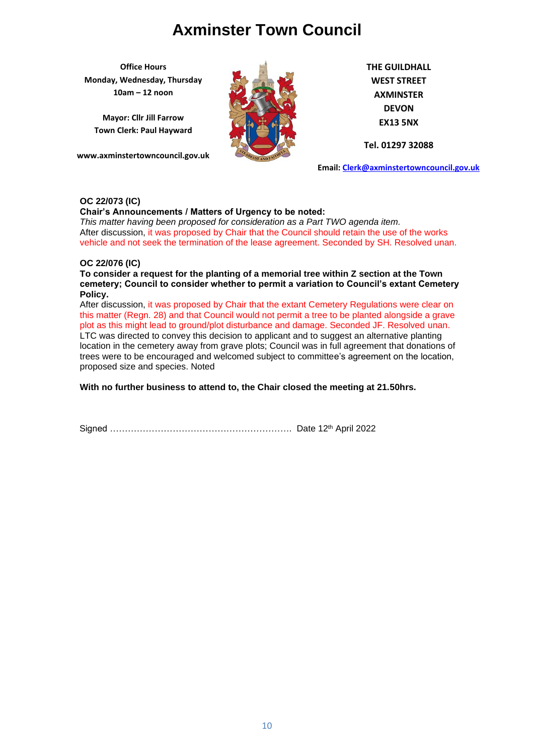# Axminster Town Council

**Office Hours**
**Monday, Wednesday, Thursday**
**10am – 12 noon**

**Mayor: Cllr Jill Farrow**
**Town Clerk: Paul Hayward**

**www.axminstertowncouncil.gov.uk**

**THE GUILDHALL**
**WEST STREET**
**AXMINSTER**
**DEVON**
**EX13 5NX**

**Tel. 01297 32088**

**Email: Clerk@axminstertowncouncil.gov.uk**

**OC 22/073 (IC)**
**Chair's Announcements / Matters of Urgency to be noted:**
*This matter having been proposed for consideration as a Part TWO agenda item.*
After discussion, it was proposed by Chair that the Council should retain the use of the works vehicle and not seek the termination of the lease agreement. Seconded by SH. Resolved unan.

**OC 22/076 (IC)**
**To consider a request for the planting of a memorial tree within Z section at the Town cemetery; Council to consider whether to permit a variation to Council's extant Cemetery Policy.**
After discussion, it was proposed by Chair that the extant Cemetery Regulations were clear on this matter (Regn. 28) and that Council would not permit a tree to be planted alongside a grave plot as this might lead to ground/plot disturbance and damage. Seconded JF. Resolved unan. LTC was directed to convey this decision to applicant and to suggest an alternative planting location in the cemetery away from grave plots; Council was in full agreement that donations of trees were to be encouraged and welcomed subject to committee's agreement on the location, proposed size and species. Noted

**With no further business to attend to, the Chair closed the meeting at 21.50hrs.**

Signed ………………………………………………………. Date 12th April 2022